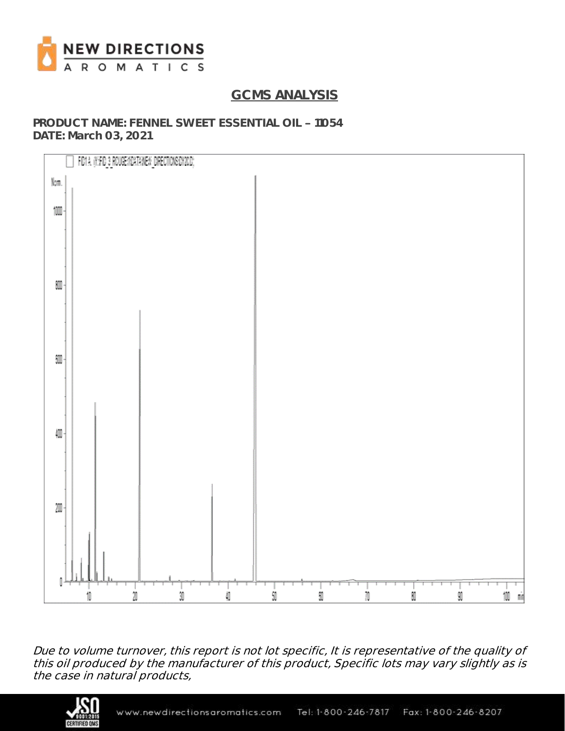# GCMS ANALYSIS

**PRODUCT NAME: FENNEL SWEET ESSENTIAL OIL – 11054**
**DATE: March 03, 2021**

*Due to volume turnover, this report is not lot specific, It is representative of the quality of this oil produced by the manufacturer of this product, Specific lots may vary slightly as is the case in natural products,*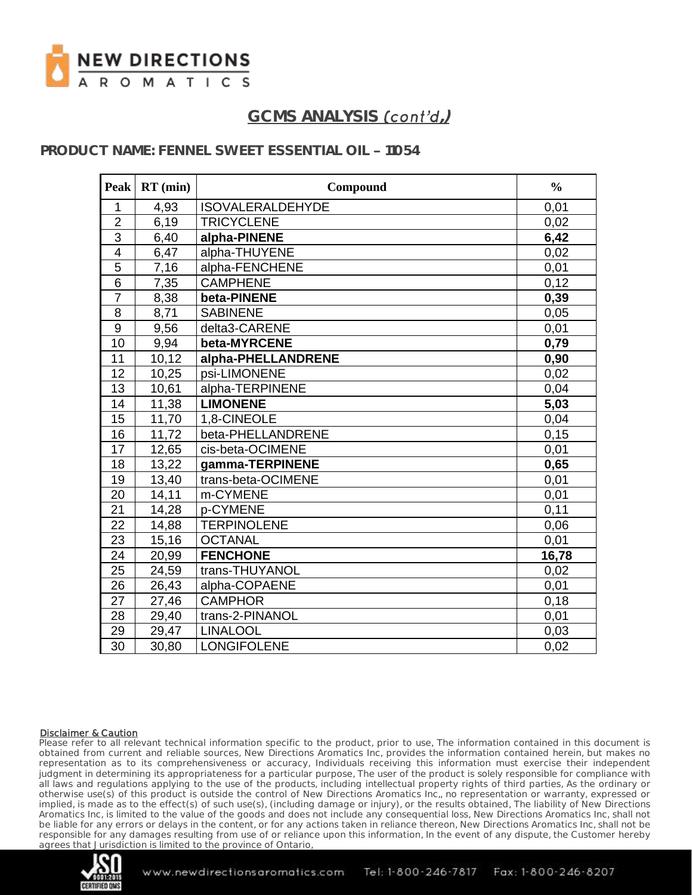## GCMS ANALYSIS *(cont'd,)*

### PRODUCT NAME: FENNEL SWEET ESSENTIAL OIL – 11054

| Peak | RT (min) | Compound | % |
|---|---|---|---|
| 1 | 4,93 | ISOVALERALDEHYDE | 0,01 |
| 2 | 6,19 | TRICYCLENE | 0,02 |
| 3 | 6,40 | **alpha-PINENE** | **6,42** |
| 4 | 6,47 | alpha-THUYENE | 0,02 |
| 5 | 7,16 | alpha-FENCHENE | 0,01 |
| 6 | 7,35 | CAMPHENE | 0,12 |
| 7 | 8,38 | **beta-PINENE** | **0,39** |
| 8 | 8,71 | SABINENE | 0,05 |
| 9 | 9,56 | delta3-CARENE | 0,01 |
| 10 | 9,94 | **beta-MYRCENE** | **0,79** |
| 11 | 10,12 | **alpha-PHELLANDRENE** | **0,90** |
| 12 | 10,25 | psi-LIMONENE | 0,02 |
| 13 | 10,61 | alpha-TERPINENE | 0,04 |
| 14 | 11,38 | **LIMONENE** | **5,03** |
| 15 | 11,70 | 1,8-CINEOLE | 0,04 |
| 16 | 11,72 | beta-PHELLANDRENE | 0,15 |
| 17 | 12,65 | cis-beta-OCIMENE | 0,01 |
| 18 | 13,22 | **gamma-TERPINENE** | **0,65** |
| 19 | 13,40 | trans-beta-OCIMENE | 0,01 |
| 20 | 14,11 | m-CYMENE | 0,01 |
| 21 | 14,28 | p-CYMENE | 0,11 |
| 22 | 14,88 | TERPINOLENE | 0,06 |
| 23 | 15,16 | OCTANAL | 0,01 |
| 24 | 20,99 | **FENCHONE** | **16,78** |
| 25 | 24,59 | trans-THUYANOL | 0,02 |
| 26 | 26,43 | alpha-COPAENE | 0,01 |
| 27 | 27,46 | CAMPHOR | 0,18 |
| 28 | 29,40 | trans-2-PINANOL | 0,01 |
| 29 | 29,47 | LINALOOL | 0,03 |
| 30 | 30,80 | LONGIFOLENE | 0,02 |

**Disclaimer & Caution**

Please refer to all relevant technical information specific to the product, prior to use, The information contained in this document is obtained from current and reliable sources, New Directions Aromatics Inc, provides the information contained herein, but makes no representation as to its comprehensiveness or accuracy, Individuals receiving this information must exercise their independent judgment in determining its appropriateness for a particular purpose, The user of the product is solely responsible for compliance with all laws and regulations applying to the use of the products, including intellectual property rights of third parties, As the ordinary or otherwise use(s) of this product is outside the control of New Directions Aromatics Inc,, no representation or warranty, expressed or implied, is made as to the effect(s) of such use(s), (including damage or injury), or the results obtained, The liability of New Directions Aromatics Inc, is limited to the value of the goods and does not include any consequential loss, New Directions Aromatics Inc, shall not be liable for any errors or delays in the content, or for any actions taken in reliance thereon, New Directions Aromatics Inc, shall not be responsible for any damages resulting from use of or reliance upon this information, In the event of any dispute, the Customer hereby agrees that Jurisdiction is limited to the province of Ontario,

www.newdirectionsaromatics.com Tel: 1-800-246-7817 Fax: 1-800-246-8207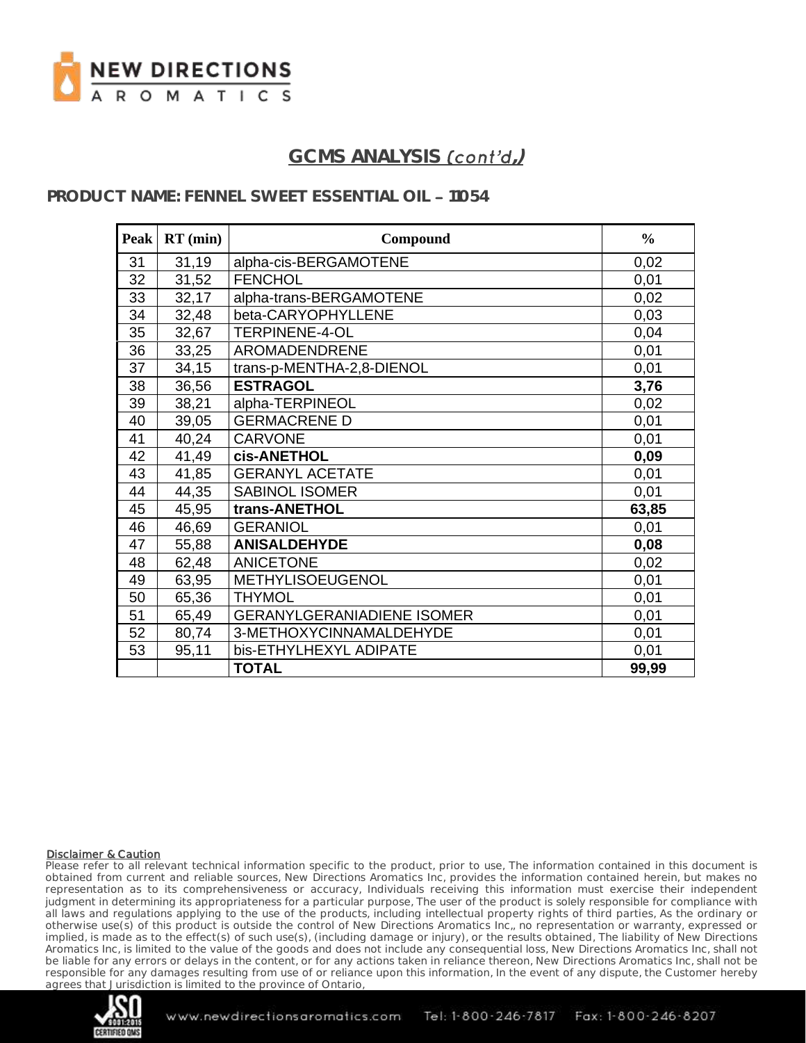## GCMS ANALYSIS *(cont'd.)*

**PRODUCT NAME: FENNEL SWEET ESSENTIAL OIL – 11054**

| Peak | RT (min) | Compound | % |
|---|---|---|---|
| 31 | 31,19 | alpha-cis-BERGAMOTENE | 0,02 |
| 32 | 31,52 | FENCHOL | 0,01 |
| 33 | 32,17 | alpha-trans-BERGAMOTENE | 0,02 |
| 34 | 32,48 | beta-CARYOPHYLLENE | 0,03 |
| 35 | 32,67 | TERPINENE-4-OL | 0,04 |
| 36 | 33,25 | AROMADENDRENE | 0,01 |
| 37 | 34,15 | trans-p-MENTHA-2,8-DIENOL | 0,01 |
| 38 | 36,56 | **ESTRAGOL** | **3,76** |
| 39 | 38,21 | alpha-TERPINEOL | 0,02 |
| 40 | 39,05 | GERMACRENE D | 0,01 |
| 41 | 40,24 | CARVONE | 0,01 |
| 42 | 41,49 | **cis-ANETHOL** | **0,09** |
| 43 | 41,85 | GERANYL ACETATE | 0,01 |
| 44 | 44,35 | SABINOL ISOMER | 0,01 |
| 45 | 45,95 | **trans-ANETHOL** | **63,85** |
| 46 | 46,69 | GERANIOL | 0,01 |
| 47 | 55,88 | **ANISALDEHYDE** | **0,08** |
| 48 | 62,48 | ANICETONE | 0,02 |
| 49 | 63,95 | METHYLISOEUGENOL | 0,01 |
| 50 | 65,36 | THYMOL | 0,01 |
| 51 | 65,49 | GERANYLGERANIADIENE ISOMER | 0,01 |
| 52 | 80,74 | 3-METHOXYCINNAMALDEHYDE | 0,01 |
| 53 | 95,11 | bis-ETHYLHEXYL ADIPATE | 0,01 |
| | | **TOTAL** | **99,99** |

**Disclaimer & Caution**

Please refer to all relevant technical information specific to the product, prior to use, The information contained in this document is obtained from current and reliable sources, New Directions Aromatics Inc, provides the information contained herein, but makes no representation as to its comprehensiveness or accuracy, Individuals receiving this information must exercise their independent judgment in determining its appropriateness for a particular purpose, The user of the product is solely responsible for compliance with all laws and regulations applying to the use of the products, including intellectual property rights of third parties, As the ordinary or otherwise use(s) of this product is outside the control of New Directions Aromatics Inc,, no representation or warranty, expressed or implied, is made as to the effect(s) of such use(s), (including damage or injury), or the results obtained, The liability of New Directions Aromatics Inc, is limited to the value of the goods and does not include any consequential loss, New Directions Aromatics Inc, shall not be liable for any errors or delays in the content, or for any actions taken in reliance thereon, New Directions Aromatics Inc, shall not be responsible for any damages resulting from use of or reliance upon this information, In the event of any dispute, the Customer hereby agrees that Jurisdiction is limited to the province of Ontario,

www.newdirectionsaromatics.com Tel: 1-800-246-7817 Fax: 1-800-246-8207